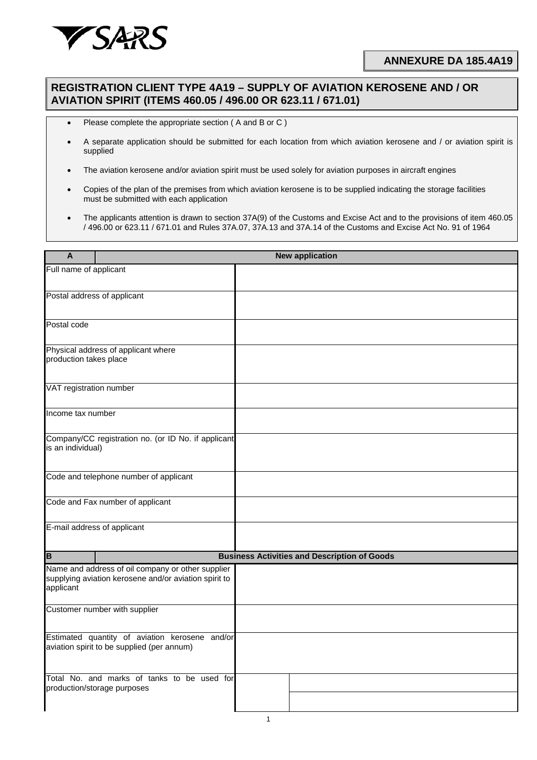**ANNEXURE DA 185.4A19**

## REGISTRATION CLIENT TYPE 4A19 – SUPPLY OF AVIATION KEROSENE AND / OR AVIATION SPIRIT (ITEMS 460.05 / 496.00 OR 623.11 / 671.01)

- Please complete the appropriate section ( A and B or C )
- A separate application should be submitted for each location from which aviation kerosene and / or aviation spirit is supplied
- The aviation kerosene and/or aviation spirit must be used solely for aviation purposes in aircraft engines
- Copies of the plan of the premises from which aviation kerosene is to be supplied indicating the storage facilities must be submitted with each application
- The applicants attention is drawn to section 37A(9) of the Customs and Excise Act and to the provisions of item 460.05 / 496.00 or 623.11 / 671.01 and Rules 37A.07, 37A.13 and 37A.14 of the Customs and Excise Act No. 91 of 1964

| A | New application | |
|---|---|---|
| Full name of applicant | | |
| Postal address of applicant | | |
| Postal code | | |
| Physical address of applicant where production takes place | | |
| VAT registration number | | |
| Income tax number | | |
| Company/CC registration no. (or ID No. if applicant is an individual) | | |
| Code and telephone number of applicant | | |
| Code and Fax number of applicant | | |
| E-mail address of applicant | | |

| B | Business Activities and Description of Goods | |
|---|---|---|
| Name and address of oil company or other supplier supplying aviation kerosene and/or aviation spirit to applicant | | |
| Customer number with supplier | | |
| Estimated quantity of aviation kerosene and/or aviation spirit to be supplied (per annum) | | |
| Total No. and marks of tanks to be used for production/storage purposes | | |
| | | |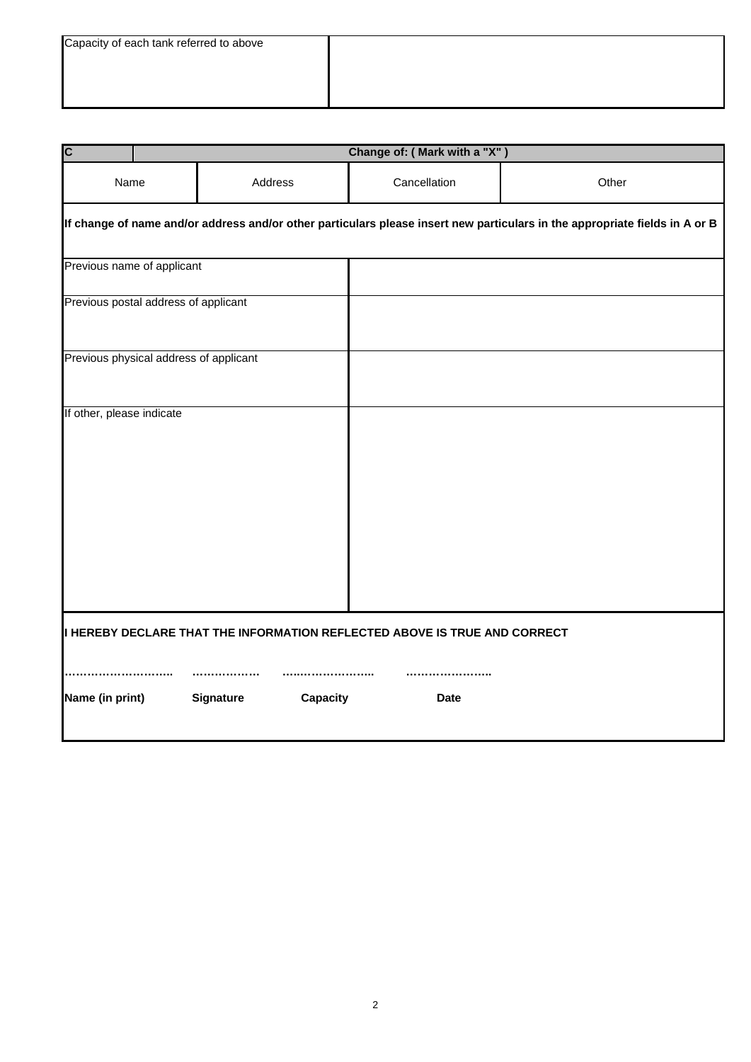| | |
|---|---|
| Capacity of each tank referred to above | |

| C | Change of: ( Mark with a "X" ) | | |
|---|---|---|---|
| Name | Address | Cancellation | Other |

**If change of name and/or address and/or other particulars please insert new particulars in the appropriate fields in A or B**

| | |
|---|---|
| Previous name of applicant | |
| Previous postal address of applicant | |
| Previous physical address of applicant | |
| If other, please indicate | |

**I HEREBY DECLARE THAT THE INFORMATION REFLECTED ABOVE IS TRUE AND CORRECT**

……………………….. ……………… ….….…………….. …………………..

**Name (in print)** **Signature** **Capacity** **Date**